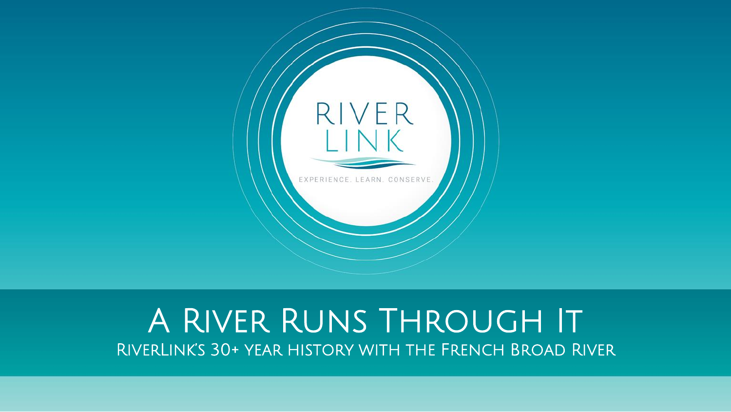RIVER
LINK

EXPERIENCE. LEARN. CONSERVE.

# A River Runs Through It

## RiverLink's 30+ year history with the French Broad River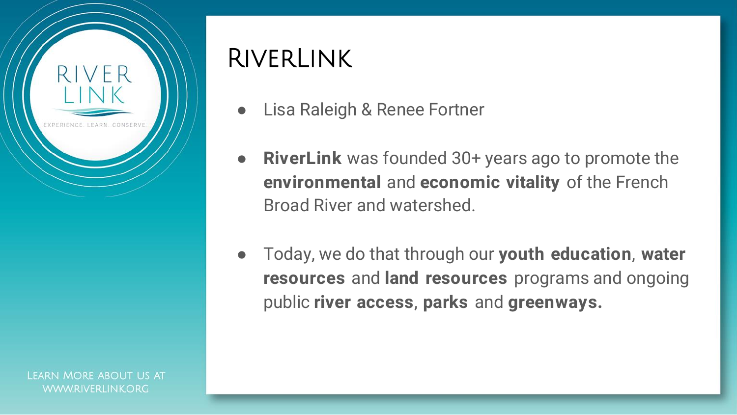RIVER LINK

EXPERIENCE. LEARN. CONSERVE.

# RiverLink

- Lisa Raleigh & Renee Fortner
- **RiverLink** was founded 30+ years ago to promote the **environmental** and **economic vitality** of the French Broad River and watershed.
- Today, we do that through our **youth education**, **water resources** and **land resources** programs and ongoing public **river access**, **parks** and **greenways.**

Learn More About Us At WWW.RIVERLINK.ORG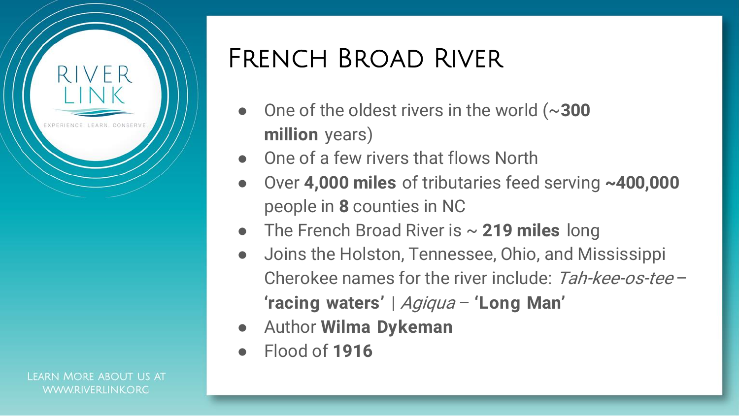# French Broad River

- One of the oldest rivers in the world (~**300 million** years)
- One of a few rivers that flows North
- Over **4,000 miles** of tributaries feed serving **~400,000** people in **8** counties in NC
- The French Broad River is ~ **219 miles** long
- Joins the Holston, Tennessee, Ohio, and Mississippi
  Cherokee names for the river include: *Tah-kee-os-tee* – **'racing waters'** | *Agiqua* – **'Long Man'**
- Author **Wilma Dykeman**
- Flood of **1916**

RIVER LINK

EXPERIENCE. LEARN. CONSERVE.

Learn More About Us At WWW.RIVERLINK.ORG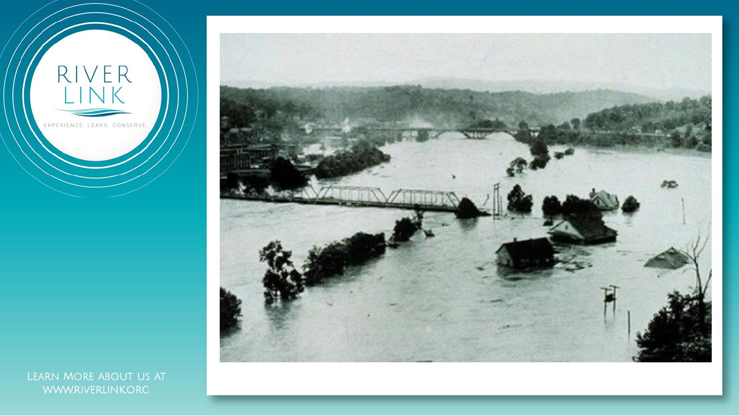RIVER LINK

EXPERIENCE. LEARN. CONSERVE.

LEARN MORE ABOUT US AT WWW.RIVERLINK.ORG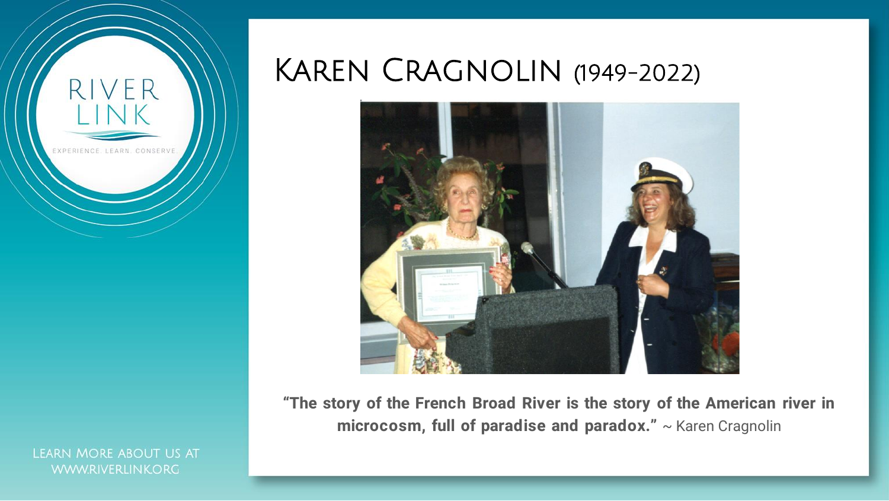# Karen Cragnolin (1949-2022)

**"The story of the French Broad River is the story of the American river in microcosm, full of paradise and paradox."** ~ Karen Cragnolin

RIVER LINK

EXPERIENCE. LEARN. CONSERVE.

Learn More about us at www.riverlink.org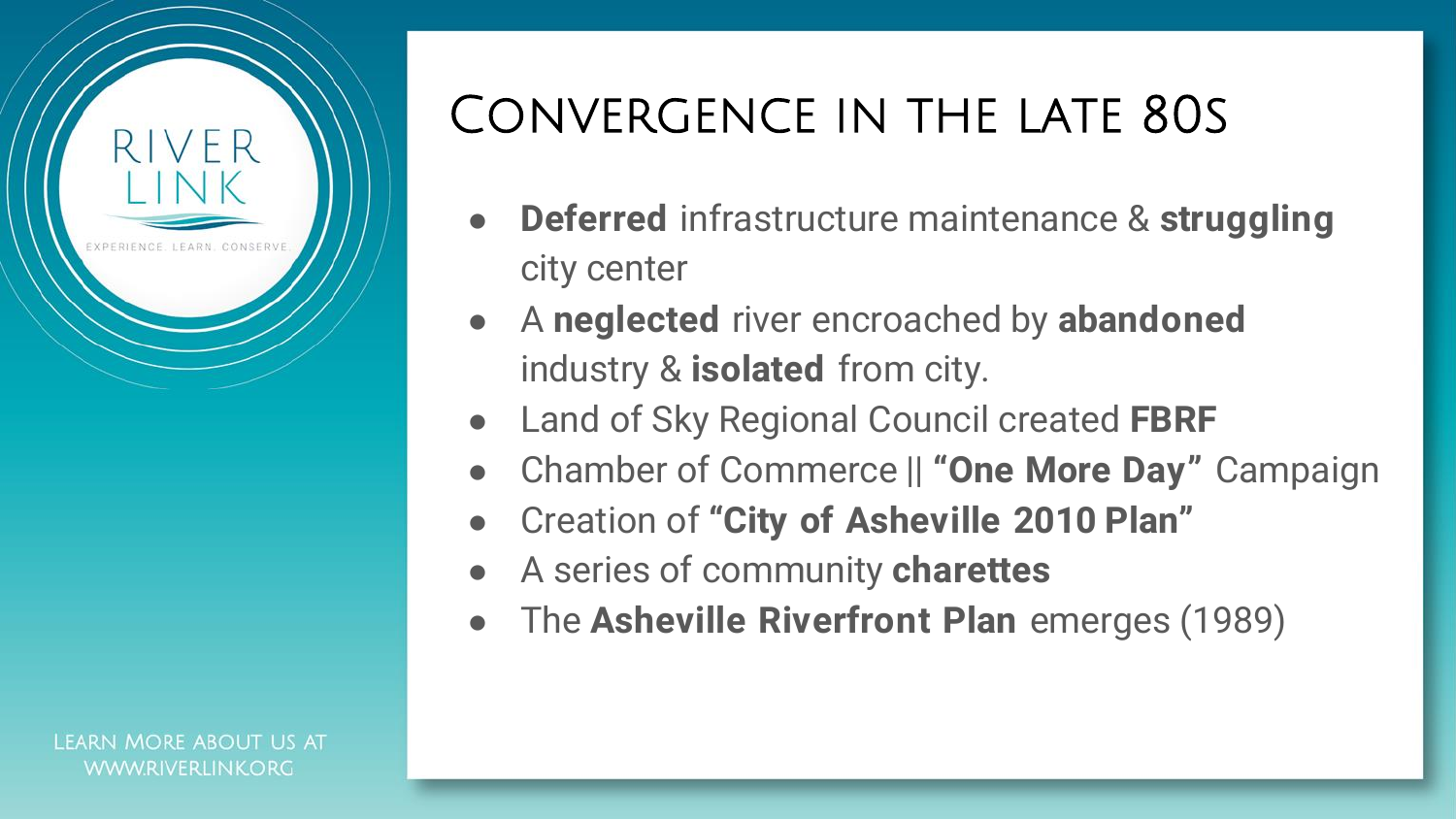# Convergence in the late 80s

- **Deferred** infrastructure maintenance & **struggling** city center
- A **neglected** river encroached by **abandoned** industry & **isolated** from city.
- Land of Sky Regional Council created **FBRF**
- Chamber of Commerce || **"One More Day"** Campaign
- Creation of **"City of Asheville 2010 Plan"**
- A series of community **charettes**
- The **Asheville Riverfront Plan** emerges (1989)

RIVER LINK

EXPERIENCE. LEARN. CONSERVE.

Learn More About Us at WWW.RIVERLINK.ORG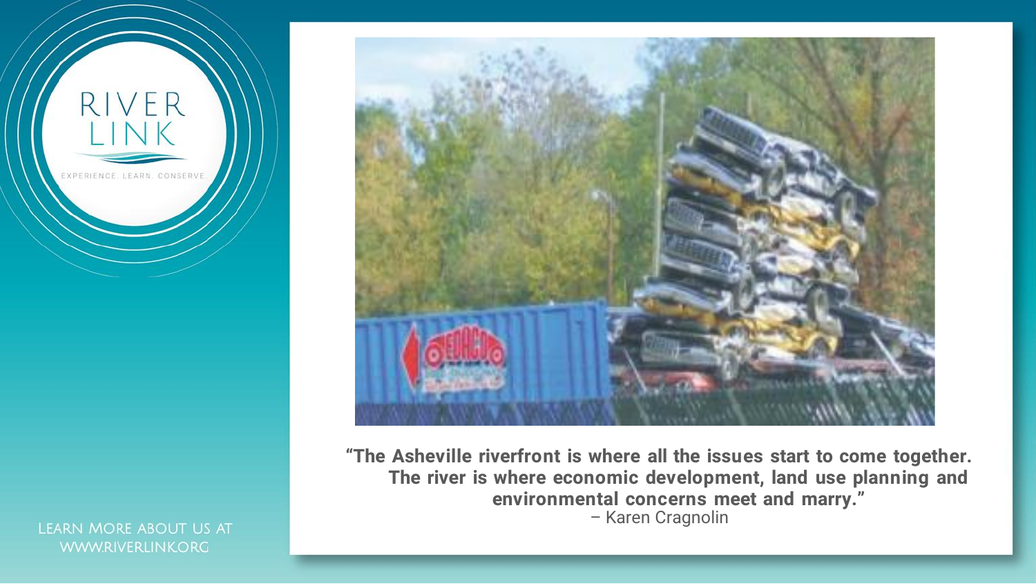RIVER LINK

EXPERIENCE. LEARN. CONSERVE.

**“The Asheville riverfront is where all the issues start to come together. The river is where economic development, land use planning and environmental concerns meet and marry.”**
– Karen Cragnolin

Learn More about us at www.riverlink.org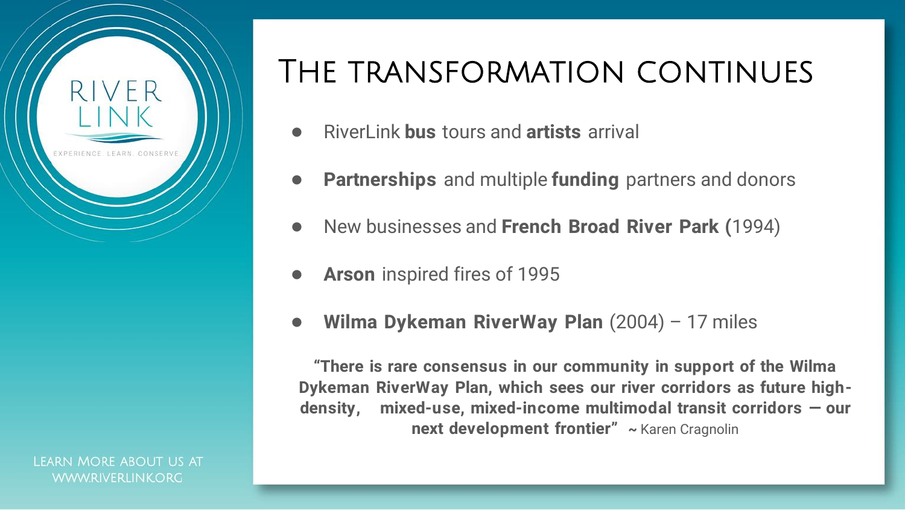# The transformation continues

- RiverLink **bus** tours and **artists** arrival
- **Partnerships** and multiple **funding** partners and donors
- New businesses and **French Broad River Park (**1994)
- **Arson** inspired fires of 1995
- **Wilma Dykeman RiverWay Plan** (2004) – 17 miles

**"There is rare consensus in our community in support of the Wilma Dykeman RiverWay Plan, which sees our river corridors as future high-density, mixed-use, mixed-income multimodal transit corridors — our next development frontier"** ~ Karen Cragnolin

RIVER LINK

EXPERIENCE. LEARN. CONSERVE.

Learn More About Us at WWW.RIVERLINK.ORG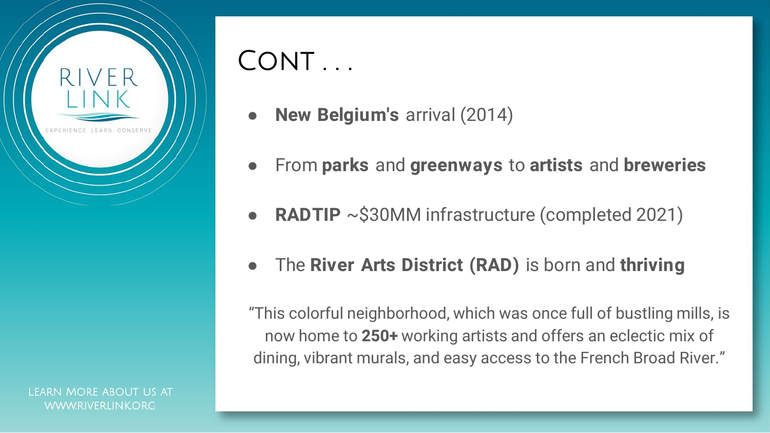# Cont . . .

- **New Belgium's** arrival (2014)
- From **parks** and **greenways** to **artists** and **breweries**
- **RADTIP** ~$30MM infrastructure (completed 2021)
- The **River Arts District (RAD)** is born and **thriving**

"This colorful neighborhood, which was once full of bustling mills, is now home to **250+** working artists and offers an eclectic mix of dining, vibrant murals, and easy access to the French Broad River."

RIVER LINK

EXPERIENCE. LEARN. CONSERVE.

Learn More about us at www.riverlink.org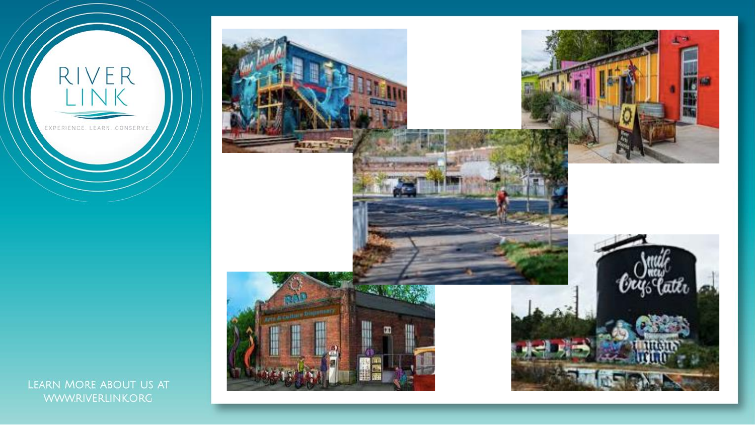RIVER LINK

EXPERIENCE. LEARN. CONSERVE.

LEARN MORE ABOUT US AT WWW.RIVERLINK.ORG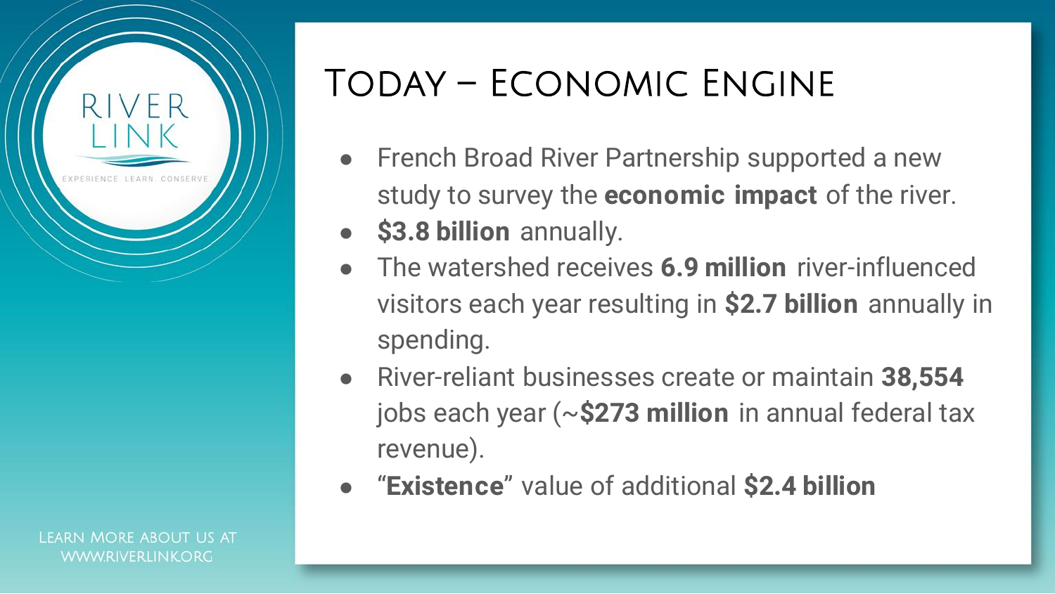RIVER LINK

EXPERIENCE. LEARN. CONSERVE.

# Today – Economic Engine

- French Broad River Partnership supported a new study to survey the **economic impact** of the river.
- **$3.8 billion** annually.
- The watershed receives **6.9 million** river-influenced visitors each year resulting in **$2.7 billion** annually in spending.
- River-reliant businesses create or maintain **38,554** jobs each year (~**$273 million** in annual federal tax revenue).
- "**Existence**" value of additional **$2.4 billion**

Learn More About Us at www.riverlink.org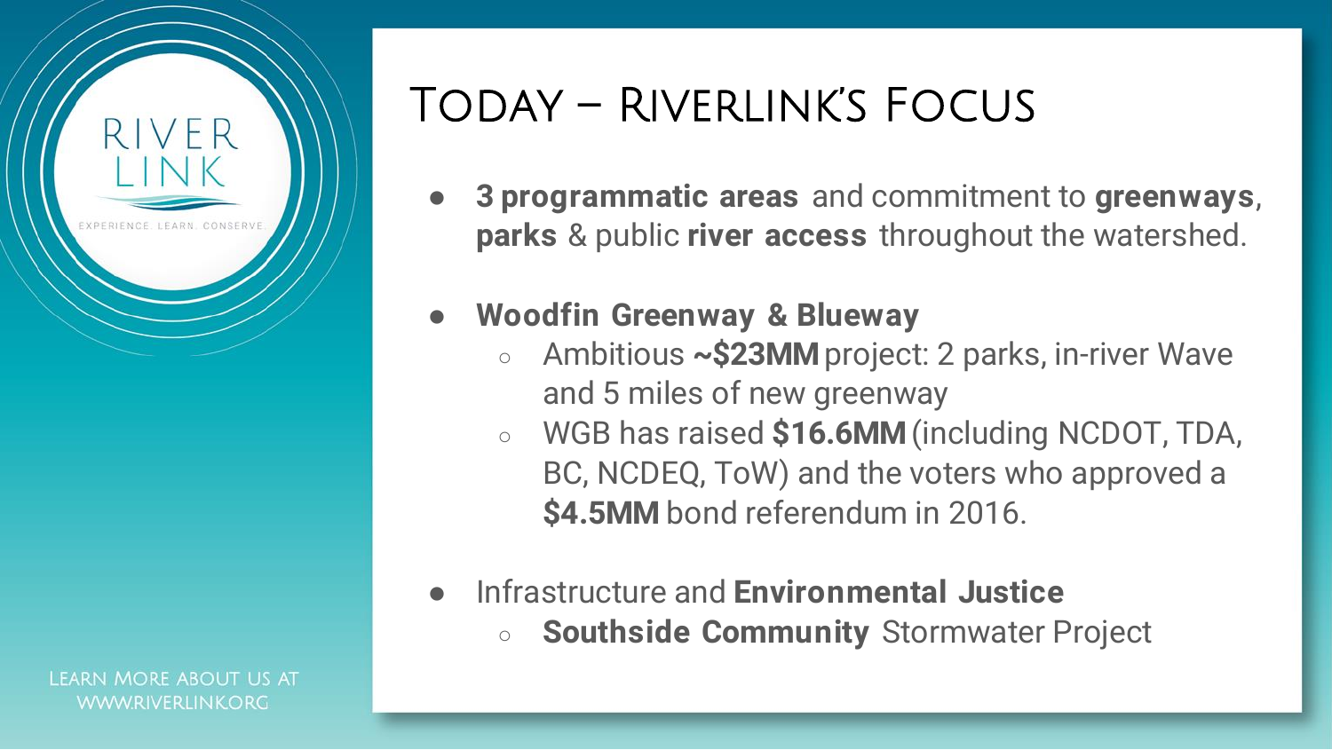# Today – RiverLink's Focus

- **3 programmatic areas** and commitment to **greenways**, **parks** & public **river access** throughout the watershed.

- **Woodfin Greenway & Blueway**
  - Ambitious **~$23MM** project: 2 parks, in-river Wave and 5 miles of new greenway
  - WGB has raised **$16.6MM** (including NCDOT, TDA, BC, NCDEQ, ToW) and the voters who approved a **$4.5MM** bond referendum in 2016.

- Infrastructure and **Environmental Justice**
  - **Southside Community** Stormwater Project

RIVER LINK

EXPERIENCE. LEARN. CONSERVE.

Learn More About Us At WWW.RIVERLINK.ORG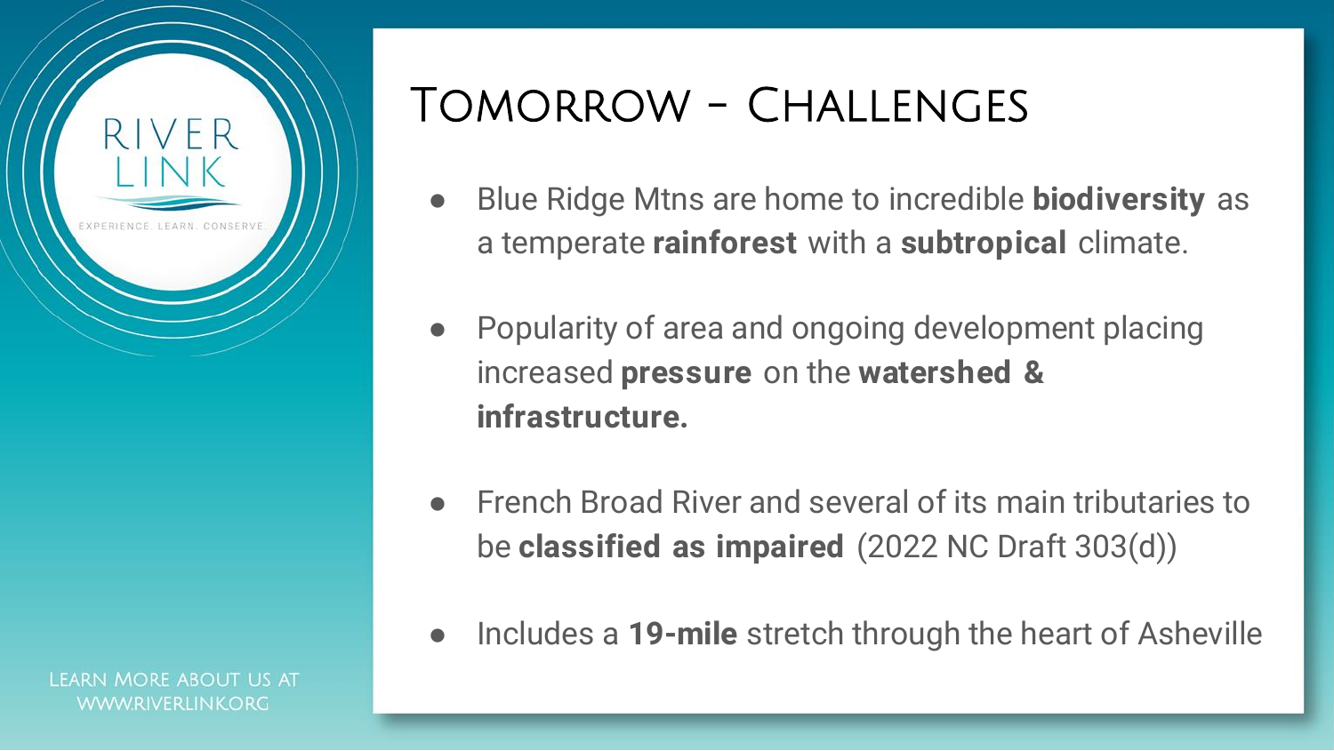RIVER LINK

EXPERIENCE. LEARN. CONSERVE.

# Tomorrow - Challenges

- Blue Ridge Mtns are home to incredible **biodiversity** as a temperate **rainforest** with a **subtropical** climate.
- Popularity of area and ongoing development placing increased **pressure** on the **watershed & infrastructure.**
- French Broad River and several of its main tributaries to be **classified as impaired** (2022 NC Draft 303(d))
- Includes a **19-mile** stretch through the heart of Asheville

Learn More about us at www.riverlink.org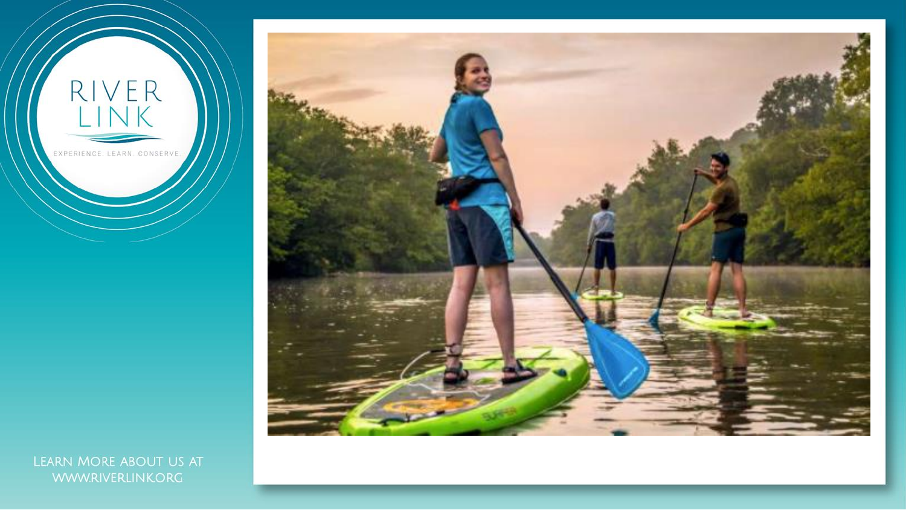RIVER LINK

EXPERIENCE. LEARN. CONSERVE.

Learn More about us at www.riverlink.org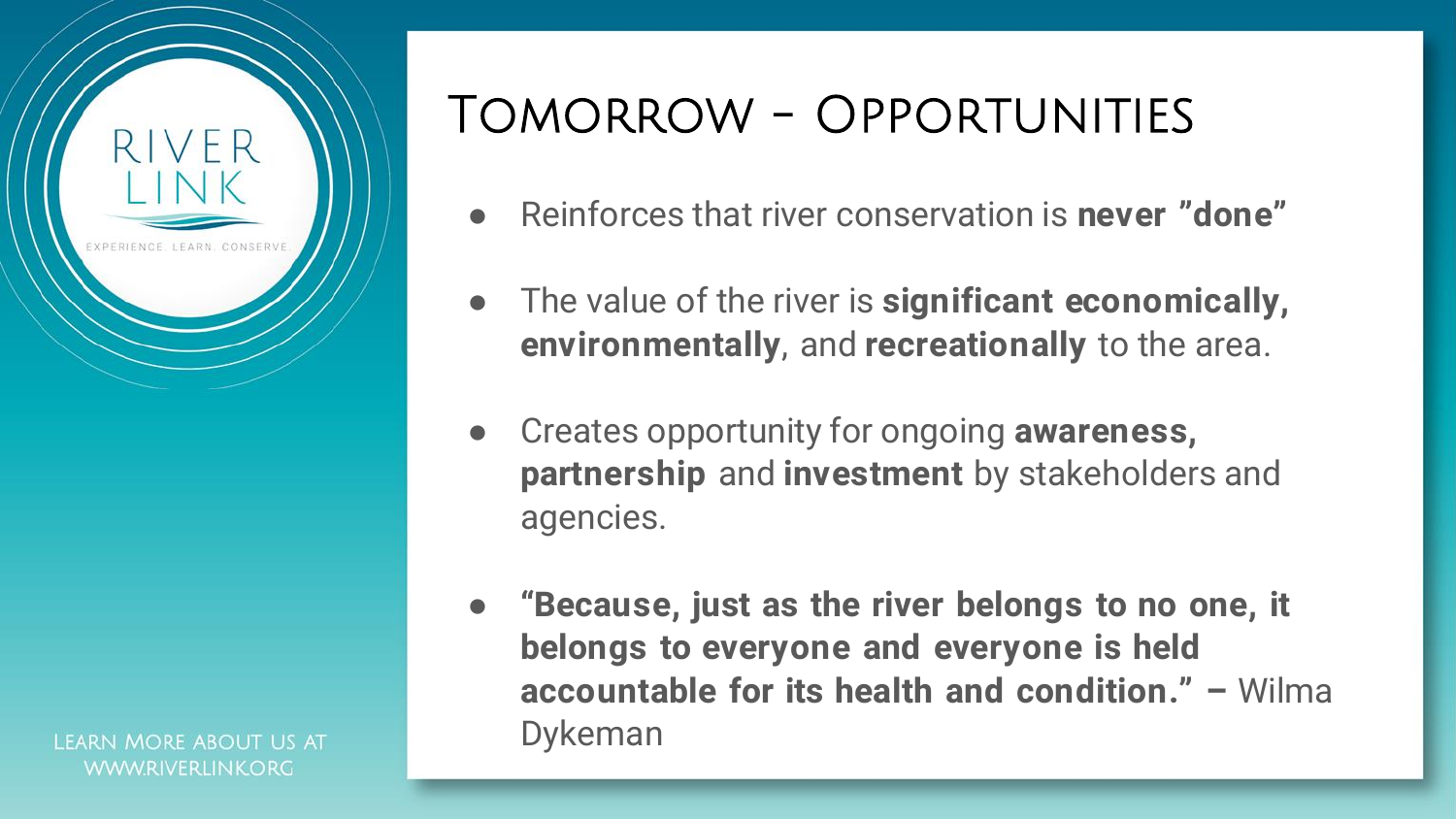RIVER LINK

EXPERIENCE. LEARN. CONSERVE.

# Tomorrow - Opportunities

- Reinforces that river conservation is **never "done"**
- The value of the river is **significant economically, environmentally**, and **recreationally** to the area.
- Creates opportunity for ongoing **awareness, partnership** and **investment** by stakeholders and agencies.
- **"Because, just as the river belongs to no one, it belongs to everyone and everyone is held accountable for its health and condition." –** Wilma Dykeman

Learn More about us at www.riverlink.org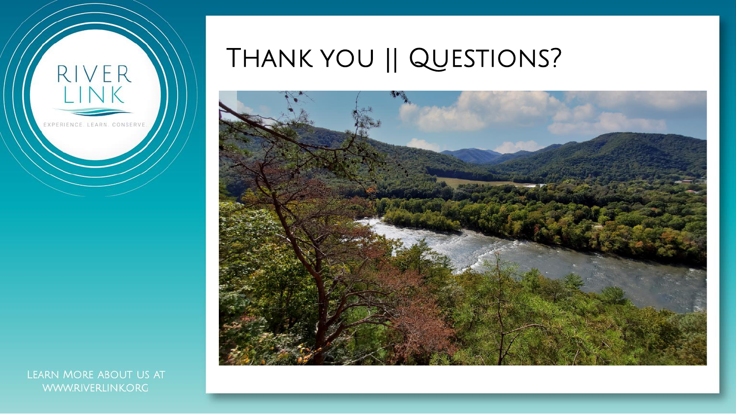# Thank you || Questions?

RIVER LINK

EXPERIENCE. LEARN. CONSERVE.

Learn More about us at www.riverlink.org